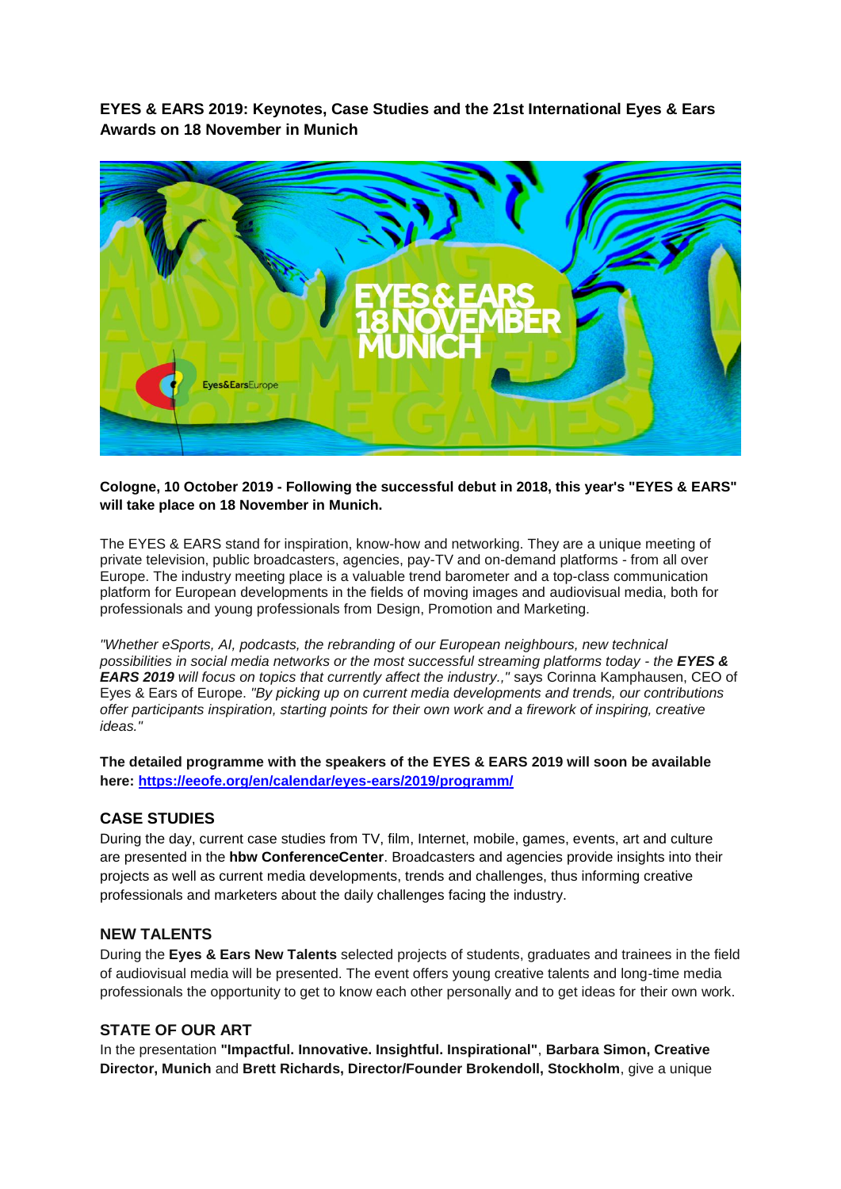**EYES & EARS 2019: Keynotes, Case Studies and the 21st International Eyes & Ears Awards on 18 November in Munich**

**Cologne, 10 October 2019 - Following the successful debut in 2018, this year's "EYES & EARS" will take place on 18 November in Munich.**

The EYES & EARS stand for inspiration, know-how and networking. They are a unique meeting of private television, public broadcasters, agencies, pay-TV and on-demand platforms - from all over Europe. The industry meeting place is a valuable trend barometer and a top-class communication platform for European developments in the fields of moving images and audiovisual media, both for professionals and young professionals from Design, Promotion and Marketing.

*"Whether eSports, AI, podcasts, the rebranding of our European neighbours, new technical possibilities in social media networks or the most successful streaming platforms today - the* ***EYES & EARS 2019*** *will focus on topics that currently affect the industry.,"* says Corinna Kamphausen, CEO of Eyes & Ears of Europe. *"By picking up on current media developments and trends, our contributions offer participants inspiration, starting points for their own work and a firework of inspiring, creative ideas."*

**The detailed programme with the speakers of the EYES & EARS 2019 will soon be available here: https://eeofe.org/en/calendar/eyes-ears/2019/programm/**

## CASE STUDIES

During the day, current case studies from TV, film, Internet, mobile, games, events, art and culture are presented in the **hbw ConferenceCenter**. Broadcasters and agencies provide insights into their projects as well as current media developments, trends and challenges, thus informing creative professionals and marketers about the daily challenges facing the industry.

## NEW TALENTS

During the **Eyes & Ears New Talents** selected projects of students, graduates and trainees in the field of audiovisual media will be presented. The event offers young creative talents and long-time media professionals the opportunity to get to know each other personally and to get ideas for their own work.

## STATE OF OUR ART

In the presentation **"Impactful. Innovative. Insightful. Inspirational"**, **Barbara Simon, Creative Director, Munich** and **Brett Richards, Director/Founder Brokendoll, Stockholm**, give a unique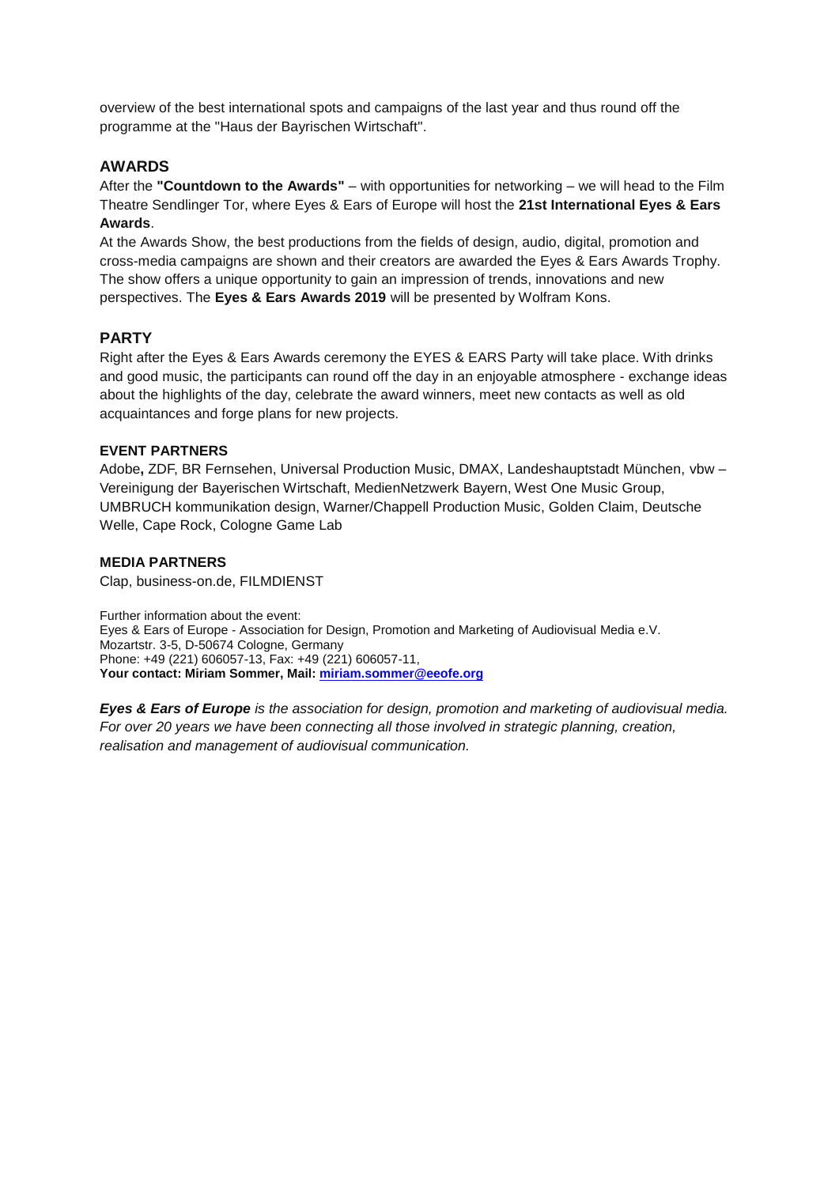overview of the best international spots and campaigns of the last year and thus round off the programme at the "Haus der Bayrischen Wirtschaft".

## AWARDS

After the **"Countdown to the Awards"** – with opportunities for networking – we will head to the Film Theatre Sendlinger Tor, where Eyes & Ears of Europe will host the **21st International Eyes & Ears Awards**.

At the Awards Show, the best productions from the fields of design, audio, digital, promotion and cross-media campaigns are shown and their creators are awarded the Eyes & Ears Awards Trophy. The show offers a unique opportunity to gain an impression of trends, innovations and new perspectives. The **Eyes & Ears Awards 2019** will be presented by Wolfram Kons.

## PARTY

Right after the Eyes & Ears Awards ceremony the EYES & EARS Party will take place. With drinks and good music, the participants can round off the day in an enjoyable atmosphere - exchange ideas about the highlights of the day, celebrate the award winners, meet new contacts as well as old acquaintances and forge plans for new projects.

### EVENT PARTNERS

Adobe**,** ZDF, BR Fernsehen, Universal Production Music, DMAX, Landeshauptstadt München, vbw – Vereinigung der Bayerischen Wirtschaft, MedienNetzwerk Bayern, West One Music Group, UMBRUCH kommunikation design, Warner/Chappell Production Music, Golden Claim, Deutsche Welle, Cape Rock, Cologne Game Lab

### MEDIA PARTNERS

Clap, business-on.de, FILMDIENST

Further information about the event:
Eyes & Ears of Europe - Association for Design, Promotion and Marketing of Audiovisual Media e.V.
Mozartstr. 3-5, D-50674 Cologne, Germany
Phone: +49 (221) 606057-13, Fax: +49 (221) 606057-11,
**Your contact: Miriam Sommer, Mail: miriam.sommer@eeofe.org**

***Eyes & Ears of Europe** is the association for design, promotion and marketing of audiovisual media. For over 20 years we have been connecting all those involved in strategic planning, creation, realisation and management of audiovisual communication.*